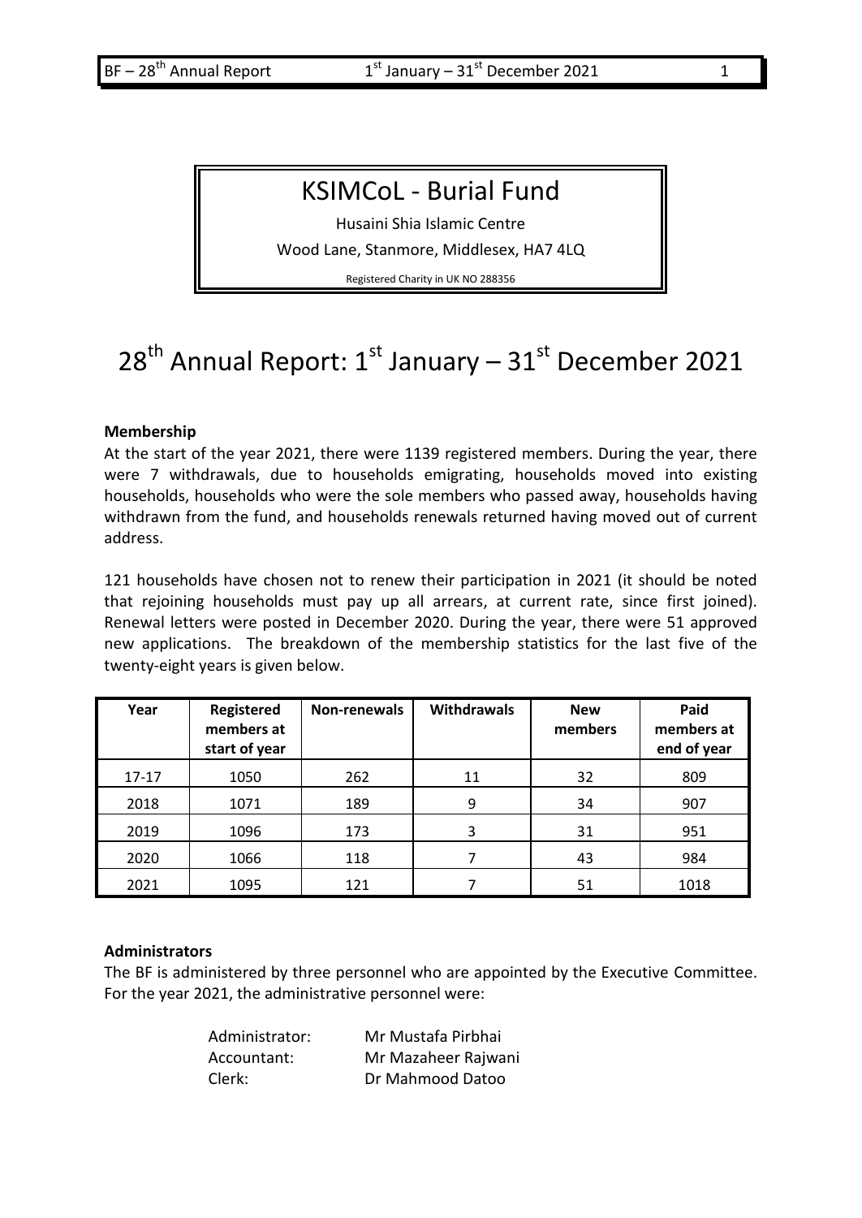# KSIMCoL - Burial Fund

Husaini Shia Islamic Centre

Wood Lane, Stanmore, Middlesex, HA7 4LQ

Registered Charity in UK NO 288356

# 28th Annual Report: 1st January – 31st December 2021

**Membership**

At the start of the year 2021, there were 1139 registered members. During the year, there were 7 withdrawals, due to households emigrating, households moved into existing households, households who were the sole members who passed away, households having withdrawn from the fund, and households renewals returned having moved out of current address.

121 households have chosen not to renew their participation in 2021 (it should be noted that rejoining households must pay up all arrears, at current rate, since first joined). Renewal letters were posted in December 2020. During the year, there were 51 approved new applications. The breakdown of the membership statistics for the last five of the twenty-eight years is given below.

| Year | Registered members at start of year | Non-renewals | Withdrawals | New members | Paid members at end of year |
|---|---|---|---|---|---|
| 17-17 | 1050 | 262 | 11 | 32 | 809 |
| 2018 | 1071 | 189 | 9 | 34 | 907 |
| 2019 | 1096 | 173 | 3 | 31 | 951 |
| 2020 | 1066 | 118 | 7 | 43 | 984 |
| 2021 | 1095 | 121 | 7 | 51 | 1018 |

**Administrators**

The BF is administered by three personnel who are appointed by the Executive Committee. For the year 2021, the administrative personnel were:

Administrator: Mr Mustafa Pirbhai
Accountant: Mr Mazaheer Rajwani
Clerk: Dr Mahmood Datoo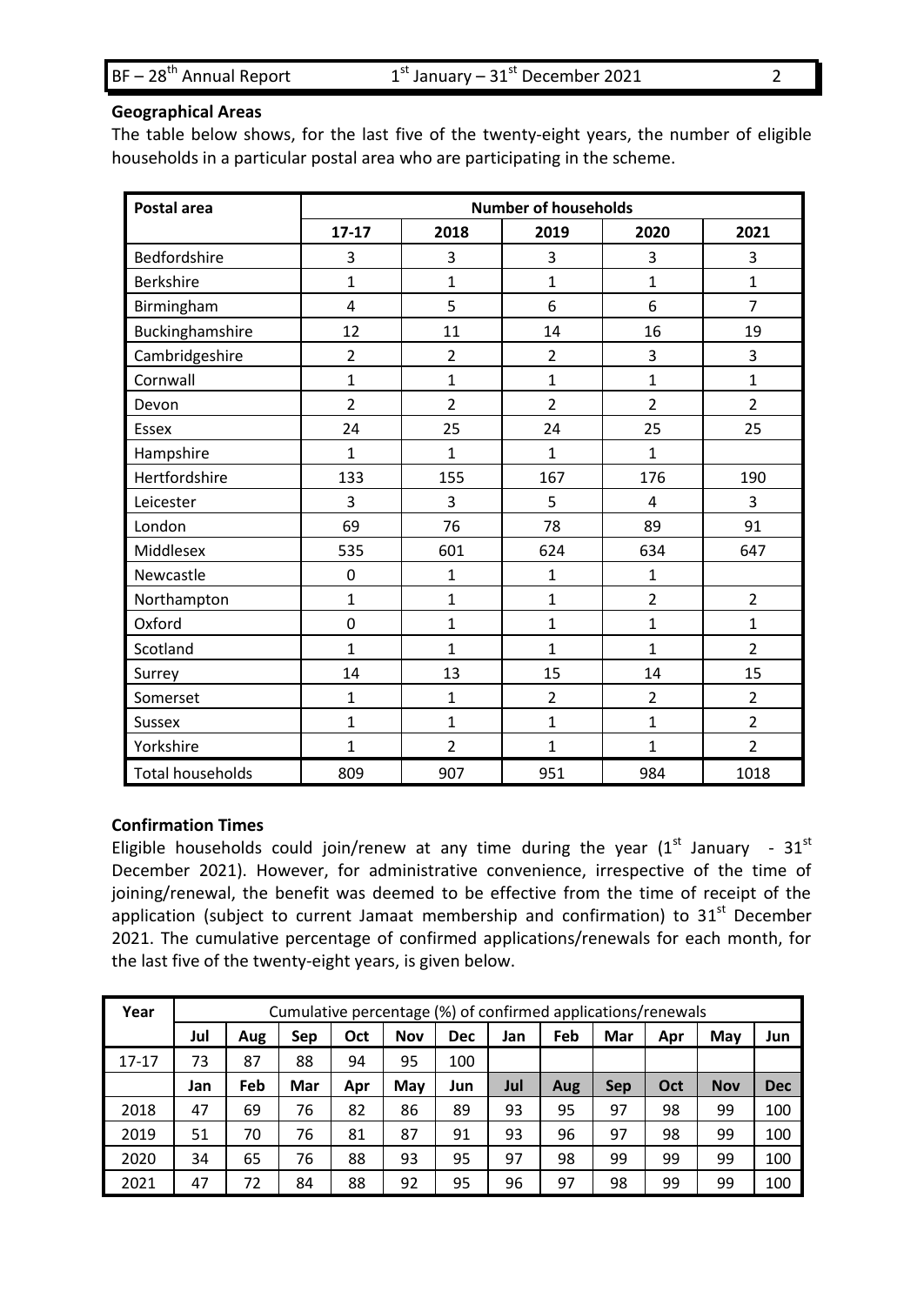**Geographical Areas**

The table below shows, for the last five of the twenty-eight years, the number of eligible households in a particular postal area who are participating in the scheme.

| Postal area | Number of households | | | | |
|---|---|---|---|---|---|
| | 17-17 | 2018 | 2019 | 2020 | 2021 |
| Bedfordshire | 3 | 3 | 3 | 3 | 3 |
| Berkshire | 1 | 1 | 1 | 1 | 1 |
| Birmingham | 4 | 5 | 6 | 6 | 7 |
| Buckinghamshire | 12 | 11 | 14 | 16 | 19 |
| Cambridgeshire | 2 | 2 | 2 | 3 | 3 |
| Cornwall | 1 | 1 | 1 | 1 | 1 |
| Devon | 2 | 2 | 2 | 2 | 2 |
| Essex | 24 | 25 | 24 | 25 | 25 |
| Hampshire | 1 | 1 | 1 | 1 | |
| Hertfordshire | 133 | 155 | 167 | 176 | 190 |
| Leicester | 3 | 3 | 5 | 4 | 3 |
| London | 69 | 76 | 78 | 89 | 91 |
| Middlesex | 535 | 601 | 624 | 634 | 647 |
| Newcastle | 0 | 1 | 1 | 1 | |
| Northampton | 1 | 1 | 1 | 2 | 2 |
| Oxford | 0 | 1 | 1 | 1 | 1 |
| Scotland | 1 | 1 | 1 | 1 | 2 |
| Surrey | 14 | 13 | 15 | 14 | 15 |
| Somerset | 1 | 1 | 2 | 2 | 2 |
| Sussex | 1 | 1 | 1 | 1 | 2 |
| Yorkshire | 1 | 2 | 1 | 1 | 2 |
| Total households | 809 | 907 | 951 | 984 | 1018 |

**Confirmation Times**

Eligible households could join/renew at any time during the year (1st January - 31st December 2021). However, for administrative convenience, irrespective of the time of joining/renewal, the benefit was deemed to be effective from the time of receipt of the application (subject to current Jamaat membership and confirmation) to 31st December 2021. The cumulative percentage of confirmed applications/renewals for each month, for the last five of the twenty-eight years, is given below.

| Year | Cumulative percentage (%) of confirmed applications/renewals | | | | | | | | | | | |
|---|---|---|---|---|---|---|---|---|---|---|---|---|
| | **Jul** | **Aug** | **Sep** | **Oct** | **Nov** | **Dec** | **Jan** | **Feb** | **Mar** | **Apr** | **May** | **Jun** |
| 17-17 | 73 | 87 | 88 | 94 | 95 | 100 | | | | | | |
| | **Jan** | **Feb** | **Mar** | **Apr** | **May** | **Jun** | **Jul** | **Aug** | **Sep** | **Oct** | **Nov** | **Dec** |
| 2018 | 47 | 69 | 76 | 82 | 86 | 89 | 93 | 95 | 97 | 98 | 99 | 100 |
| 2019 | 51 | 70 | 76 | 81 | 87 | 91 | 93 | 96 | 97 | 98 | 99 | 100 |
| 2020 | 34 | 65 | 76 | 88 | 93 | 95 | 97 | 98 | 99 | 99 | 99 | 100 |
| 2021 | 47 | 72 | 84 | 88 | 92 | 95 | 96 | 97 | 98 | 99 | 99 | 100 |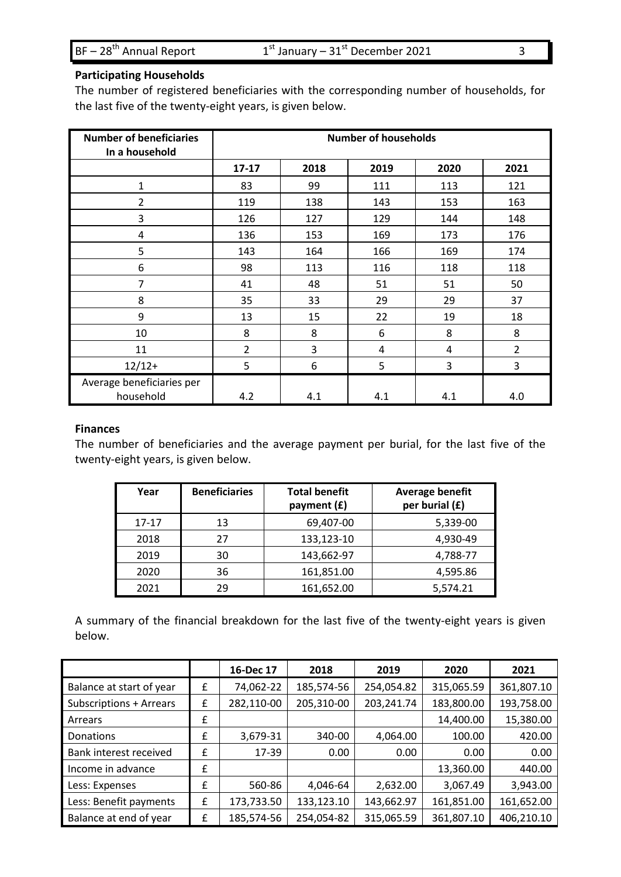**Participating Households**

The number of registered beneficiaries with the corresponding number of households, for the last five of the twenty-eight years, is given below.

| Number of beneficiaries In a household | Number of households | | | | |
|---|---|---|---|---|---|
| | 17-17 | 2018 | 2019 | 2020 | 2021 |
| 1 | 83 | 99 | 111 | 113 | 121 |
| 2 | 119 | 138 | 143 | 153 | 163 |
| 3 | 126 | 127 | 129 | 144 | 148 |
| 4 | 136 | 153 | 169 | 173 | 176 |
| 5 | 143 | 164 | 166 | 169 | 174 |
| 6 | 98 | 113 | 116 | 118 | 118 |
| 7 | 41 | 48 | 51 | 51 | 50 |
| 8 | 35 | 33 | 29 | 29 | 37 |
| 9 | 13 | 15 | 22 | 19 | 18 |
| 10 | 8 | 8 | 6 | 8 | 8 |
| 11 | 2 | 3 | 4 | 4 | 2 |
| 12/12+ | 5 | 6 | 5 | 3 | 3 |
| Average beneficiaries per household | 4.2 | 4.1 | 4.1 | 4.1 | 4.0 |

**Finances**

The number of beneficiaries and the average payment per burial, for the last five of the twenty-eight years, is given below.

| Year | Beneficiaries | Total benefit payment (£) | Average benefit per burial (£) |
|---|---|---|---|
| 17-17 | 13 | 69,407-00 | 5,339-00 |
| 2018 | 27 | 133,123-10 | 4,930-49 |
| 2019 | 30 | 143,662-97 | 4,788-77 |
| 2020 | 36 | 161,851.00 | 4,595.86 |
| 2021 | 29 | 161,652.00 | 5,574.21 |

A summary of the financial breakdown for the last five of the twenty-eight years is given below.

| | | 16-Dec 17 | 2018 | 2019 | 2020 | 2021 |
|---|---|---|---|---|---|---|
| Balance at start of year | £ | 74,062-22 | 185,574-56 | 254,054.82 | 315,065.59 | 361,807.10 |
| Subscriptions + Arrears | £ | 282,110-00 | 205,310-00 | 203,241.74 | 183,800.00 | 193,758.00 |
| Arrears | £ | | | | 14,400.00 | 15,380.00 |
| Donations | £ | 3,679-31 | 340-00 | 4,064.00 | 100.00 | 420.00 |
| Bank interest received | £ | 17-39 | 0.00 | 0.00 | 0.00 | 0.00 |
| Income in advance | £ | | | | 13,360.00 | 440.00 |
| Less: Expenses | £ | 560-86 | 4,046-64 | 2,632.00 | 3,067.49 | 3,943.00 |
| Less: Benefit payments | £ | 173,733.50 | 133,123.10 | 143,662.97 | 161,851.00 | 161,652.00 |
| Balance at end of year | £ | 185,574-56 | 254,054-82 | 315,065.59 | 361,807.10 | 406,210.10 |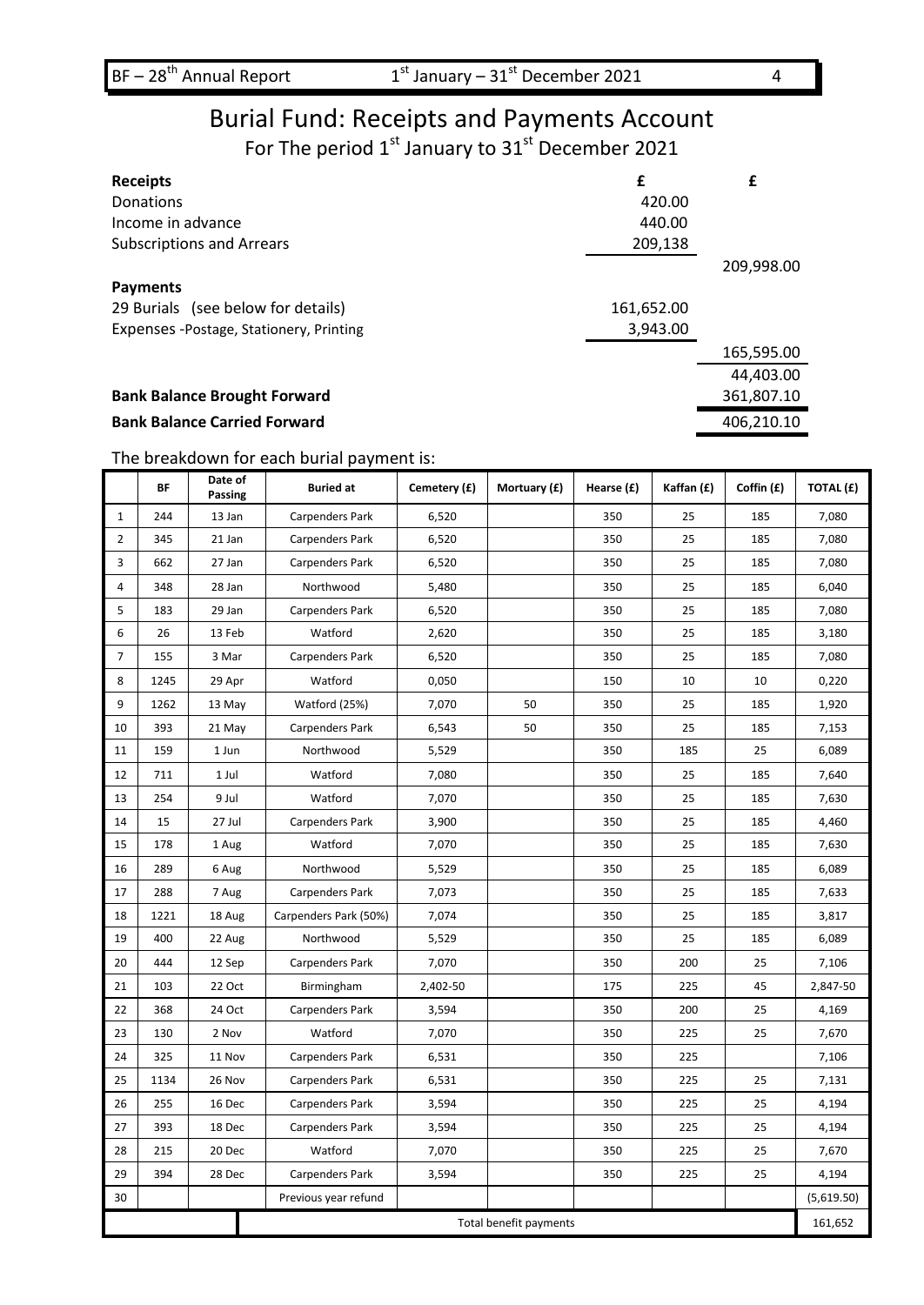# Burial Fund: Receipts and Payments Account

For The period 1st January to 31st December 2021

| | £ | £ |
|---|---|---|
| **Receipts** | | |
| Donations | 420.00 | |
| Income in advance | 440.00 | |
| Subscriptions and Arrears | 209,138 | |
| | | 209,998.00 |
| **Payments** | | |
| 29 Burials (see below for details) | 161,652.00 | |
| Expenses -Postage, Stationery, Printing | 3,943.00 | |
| | | 165,595.00 |
| | | 44,403.00 |
| **Bank Balance Brought Forward** | | 361,807.10 |
| **Bank Balance Carried Forward** | | 406,210.10 |

The breakdown for each burial payment is:

| | BF | Date of Passing | Buried at | Cemetery (£) | Mortuary (£) | Hearse (£) | Kaffan (£) | Coffin (£) | TOTAL (£) |
|---|---|---|---|---|---|---|---|---|---|
| 1 | 244 | 13 Jan | Carpenders Park | 6,520 | | 350 | 25 | 185 | 7,080 |
| 2 | 345 | 21 Jan | Carpenders Park | 6,520 | | 350 | 25 | 185 | 7,080 |
| 3 | 662 | 27 Jan | Carpenders Park | 6,520 | | 350 | 25 | 185 | 7,080 |
| 4 | 348 | 28 Jan | Northwood | 5,480 | | 350 | 25 | 185 | 6,040 |
| 5 | 183 | 29 Jan | Carpenders Park | 6,520 | | 350 | 25 | 185 | 7,080 |
| 6 | 26 | 13 Feb | Watford | 2,620 | | 350 | 25 | 185 | 3,180 |
| 7 | 155 | 3 Mar | Carpenders Park | 6,520 | | 350 | 25 | 185 | 7,080 |
| 8 | 1245 | 29 Apr | Watford | 0,050 | | 150 | 10 | 10 | 0,220 |
| 9 | 1262 | 13 May | Watford (25%) | 7,070 | 50 | 350 | 25 | 185 | 1,920 |
| 10 | 393 | 21 May | Carpenders Park | 6,543 | 50 | 350 | 25 | 185 | 7,153 |
| 11 | 159 | 1 Jun | Northwood | 5,529 | | 350 | 185 | 25 | 6,089 |
| 12 | 711 | 1 Jul | Watford | 7,080 | | 350 | 25 | 185 | 7,640 |
| 13 | 254 | 9 Jul | Watford | 7,070 | | 350 | 25 | 185 | 7,630 |
| 14 | 15 | 27 Jul | Carpenders Park | 3,900 | | 350 | 25 | 185 | 4,460 |
| 15 | 178 | 1 Aug | Watford | 7,070 | | 350 | 25 | 185 | 7,630 |
| 16 | 289 | 6 Aug | Northwood | 5,529 | | 350 | 25 | 185 | 6,089 |
| 17 | 288 | 7 Aug | Carpenders Park | 7,073 | | 350 | 25 | 185 | 7,633 |
| 18 | 1221 | 18 Aug | Carpenders Park (50%) | 7,074 | | 350 | 25 | 185 | 3,817 |
| 19 | 400 | 22 Aug | Northwood | 5,529 | | 350 | 25 | 185 | 6,089 |
| 20 | 444 | 12 Sep | Carpenders Park | 7,070 | | 350 | 200 | 25 | 7,106 |
| 21 | 103 | 22 Oct | Birmingham | 2,402-50 | | 175 | 225 | 45 | 2,847-50 |
| 22 | 368 | 24 Oct | Carpenders Park | 3,594 | | 350 | 200 | 25 | 4,169 |
| 23 | 130 | 2 Nov | Watford | 7,070 | | 350 | 225 | 25 | 7,670 |
| 24 | 325 | 11 Nov | Carpenders Park | 6,531 | | 350 | 225 | | 7,106 |
| 25 | 1134 | 26 Nov | Carpenders Park | 6,531 | | 350 | 225 | 25 | 7,131 |
| 26 | 255 | 16 Dec | Carpenders Park | 3,594 | | 350 | 225 | 25 | 4,194 |
| 27 | 393 | 18 Dec | Carpenders Park | 3,594 | | 350 | 225 | 25 | 4,194 |
| 28 | 215 | 20 Dec | Watford | 7,070 | | 350 | 225 | 25 | 7,670 |
| 29 | 394 | 28 Dec | Carpenders Park | 3,594 | | 350 | 225 | 25 | 4,194 |
| 30 | | | Previous year refund | | | | | | (5,619.50) |
| | | | Total benefit payments | | | | | | 161,652 |